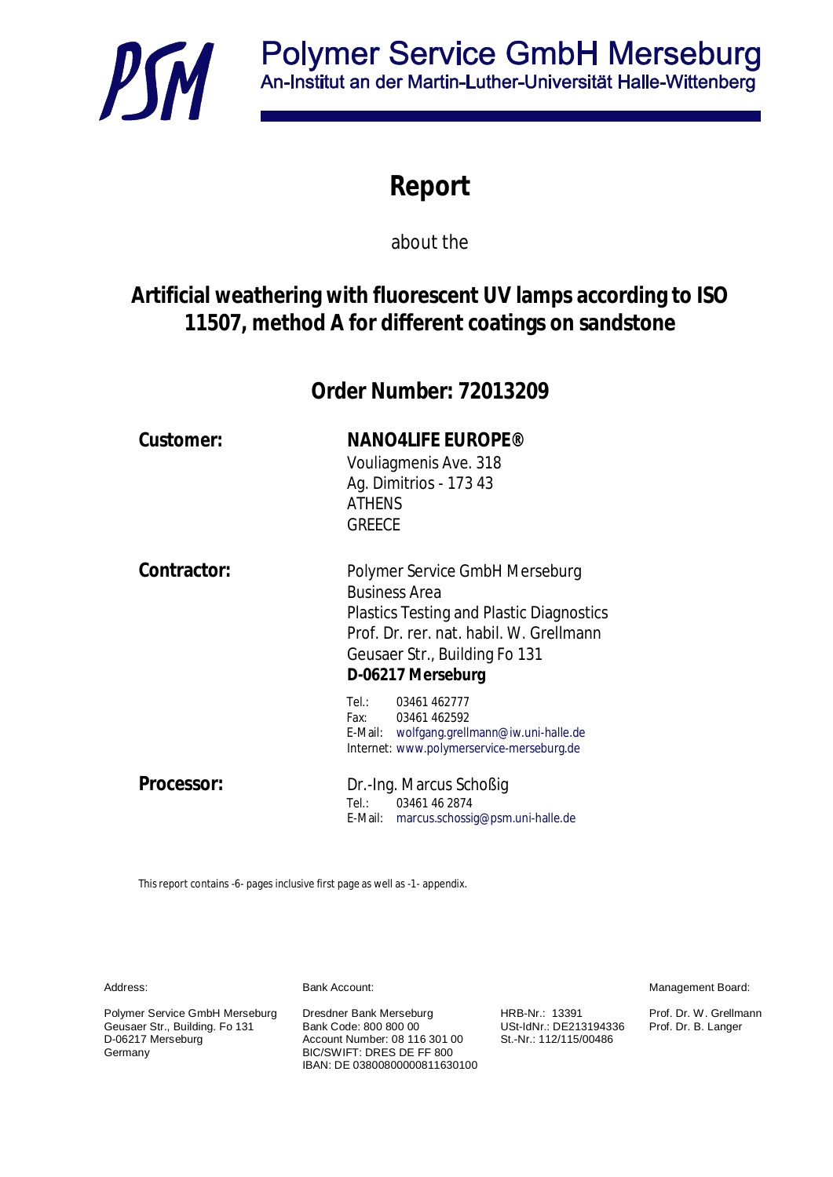# Polymer Service GmbH Merseburg

An-Institut an der Martin-Luther-Universität Halle-Wittenberg

# Report

about the

## Artificial weathering with fluorescent UV lamps according to ISO 11507, method A for different coatings on sandstone

## Order Number: 72013209

**Customer:**

**NANO4LIFE EUROPE®**
Vouliagmenis Ave. 318
Ag. Dimitrios - 173 43
ATHENS
GREECE

**Contractor:**

Polymer Service GmbH Merseburg
Business Area
Plastics Testing and Plastic Diagnostics
Prof. Dr. rer. nat. habil. W. Grellmann
Geusaer Str., Building Fo 131
**D-06217 Merseburg**

Tel.: 03461 462777
Fax: 03461 462592
E-Mail: wolfgang.grellmann@iw.uni-halle.de
Internet: www.polymerservice-merseburg.de

**Processor:**

Dr.-Ing. Marcus Schoßig
Tel.: 03461 46 2874
E-Mail: marcus.schossig@psm.uni-halle.de

This report contains -6- pages inclusive first page as well as -1- appendix.

Address:

Polymer Service GmbH Merseburg
Geusaer Str., Building. Fo 131
D-06217 Merseburg
Germany

Bank Account:

Dresdner Bank Merseburg
Bank Code: 800 800 00
Account Number: 08 116 301 00
BIC/SWIFT: DRES DE FF 800
IBAN: DE 03800800000811630100

HRB-Nr.: 13391
USt-IdNr.: DE213194336
St.-Nr.: 112/115/00486

Management Board:

Prof. Dr. W. Grellmann
Prof. Dr. B. Langer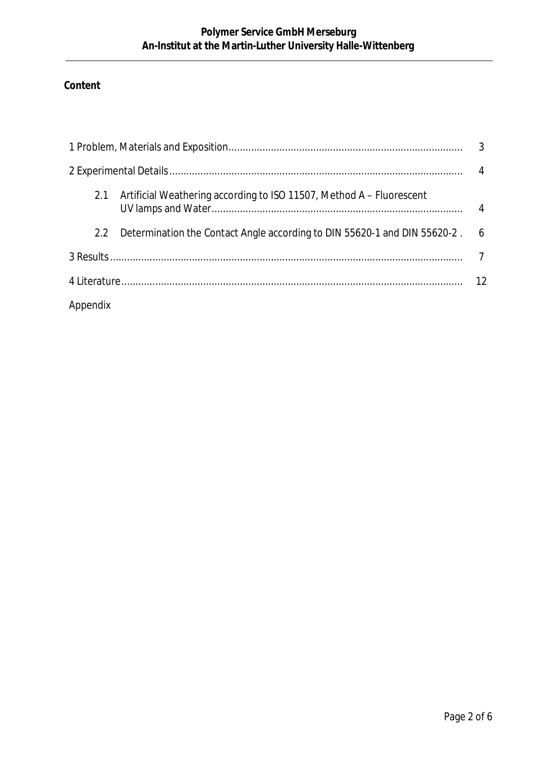**Content**

| | | |
|---|---|---|
| 1 Problem, Materials and Exposition | | 3 |
| 2 Experimental Details | | 4 |
| 2.1 | Artificial Weathering according to ISO 11507, Method A – Fluorescent UV lamps and Water | 4 |
| 2.2 | Determination the Contact Angle according to DIN 55620-1 and DIN 55620-2 . | 6 |
| 3 Results | | 7 |
| 4 Literature | | 12 |
| Appendix | | |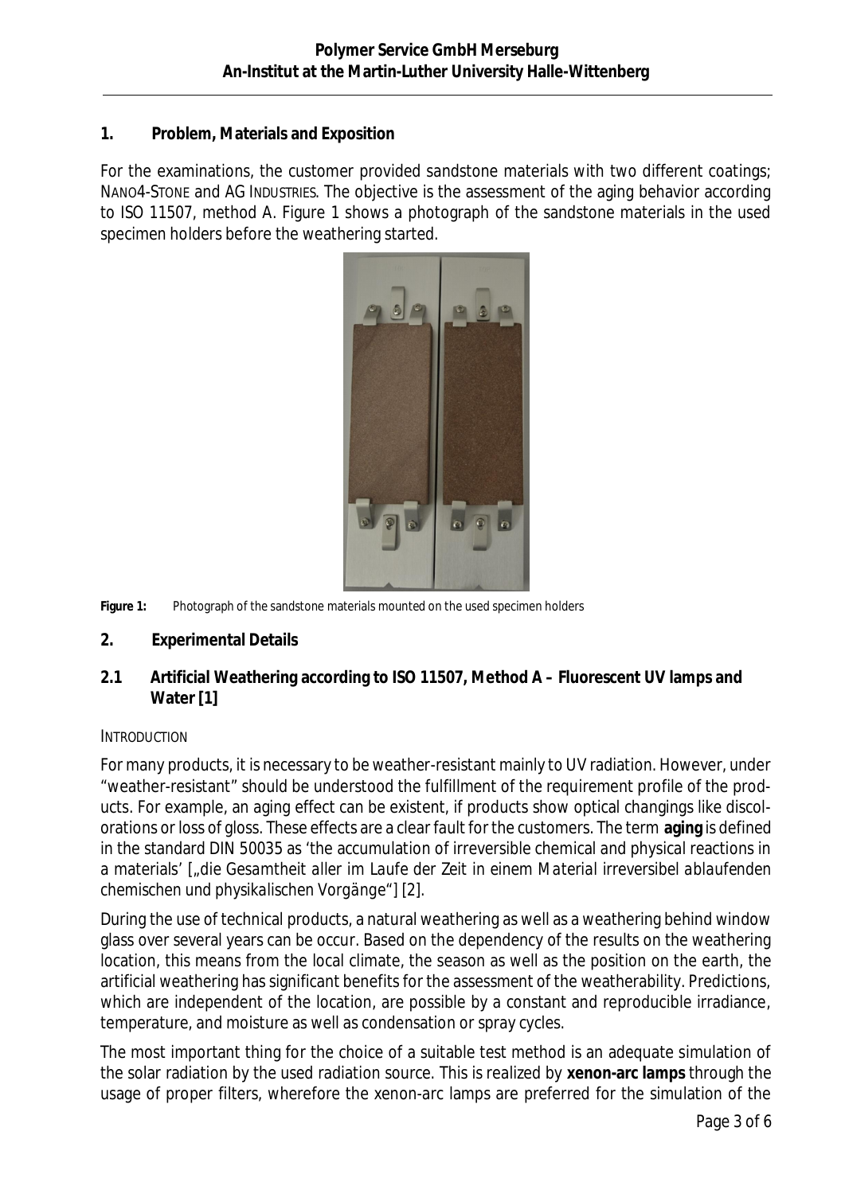## 1. Problem, Materials and Exposition

For the examinations, the customer provided sandstone materials with two different coatings; NANO4-STONE and AG INDUSTRIES. The objective is the assessment of the aging behavior according to ISO 11507, method A. Figure 1 shows a photograph of the sandstone materials in the used specimen holders before the weathering started.

**Figure 1:** Photograph of the sandstone materials mounted on the used specimen holders

## 2. Experimental Details

### 2.1 Artificial Weathering according to ISO 11507, Method A – Fluorescent UV lamps and Water [1]

INTRODUCTION

For many products, it is necessary to be weather-resistant mainly to UV radiation. However, under "weather-resistant" should be understood the fulfillment of the requirement profile of the products. For example, an aging effect can be existent, if products show optical changings like discolorations or loss of gloss. These effects are a clear fault for the customers. The term **aging** is defined in the standard DIN 50035 as *'the accumulation of irreversible chemical and physical reactions in a materials'* [*„die Gesamtheit aller im Laufe der Zeit in einem Material irreversibel ablaufenden chemischen und physikalischen Vorgänge"*] [2].

During the use of technical products, a natural weathering as well as a weathering behind window glass over several years can be occur. Based on the dependency of the results on the weathering location, this means from the local climate, the season as well as the position on the earth, the artificial weathering has significant benefits for the assessment of the weatherability. Predictions, which are independent of the location, are possible by a constant and reproducible irradiance, temperature, and moisture as well as condensation or spray cycles.

The most important thing for the choice of a suitable test method is an adequate simulation of the solar radiation by the used radiation source. This is realized by **xenon-arc lamps** through the usage of proper filters, wherefore the xenon-arc lamps are preferred for the simulation of the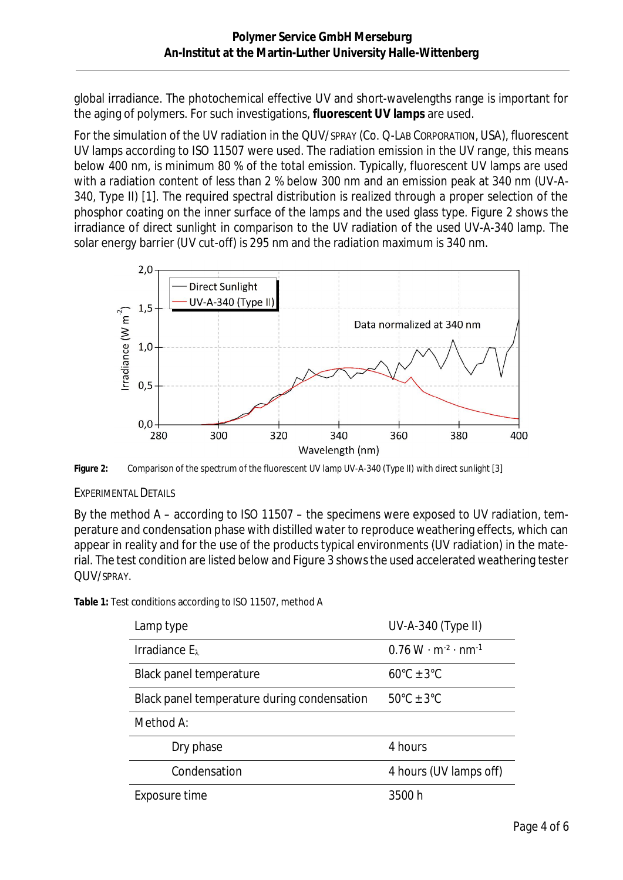global irradiance. The photochemical effective UV and short-wavelengths range is important for the aging of polymers. For such investigations, **fluorescent UV lamps** are used.

For the simulation of the UV radiation in the QUV/SPRAY (Co. Q-LAB CORPORATION, USA), fluorescent UV lamps according to ISO 11507 were used. The radiation emission in the UV range, this means below 400 nm, is minimum 80 % of the total emission. Typically, fluorescent UV lamps are used with a radiation content of less than 2 % below 300 nm and an emission peak at 340 nm (UV-A-340, Type II) [1]. The required spectral distribution is realized through a proper selection of the phosphor coating on the inner surface of the lamps and the used glass type. Figure 2 shows the irradiance of direct sunlight in comparison to the UV radiation of the used UV-A-340 lamp. The solar energy barrier (UV cut-off) is 295 nm and the radiation maximum is 340 nm.

**Figure 2:** Comparison of the spectrum of the fluorescent UV lamp UV-A-340 (Type II) with direct sunlight [3]

EXPERIMENTAL DETAILS

By the method A – according to ISO 11507 – the specimens were exposed to UV radiation, temperature and condensation phase with distilled water to reproduce weathering effects, which can appear in reality and for the use of the products typical environments (UV radiation) in the material. The test condition are listed below and Figure 3 shows the used accelerated weathering tester QUV/SPRAY.

**Table 1:** Test conditions according to ISO 11507, method A

| Lamp type | UV-A-340 (Type II) |
|---|---|
| Irradiance $E_\lambda$ | 0.76 $W \cdot m^{-2} \cdot nm^{-1}$ |
| Black panel temperature | 60°C ± 3°C |
| Black panel temperature during condensation | 50°C ± 3°C |
| Method A: | |
| Dry phase | 4 hours |
| Condensation | 4 hours (UV lamps off) |
| Exposure time | 3500 h |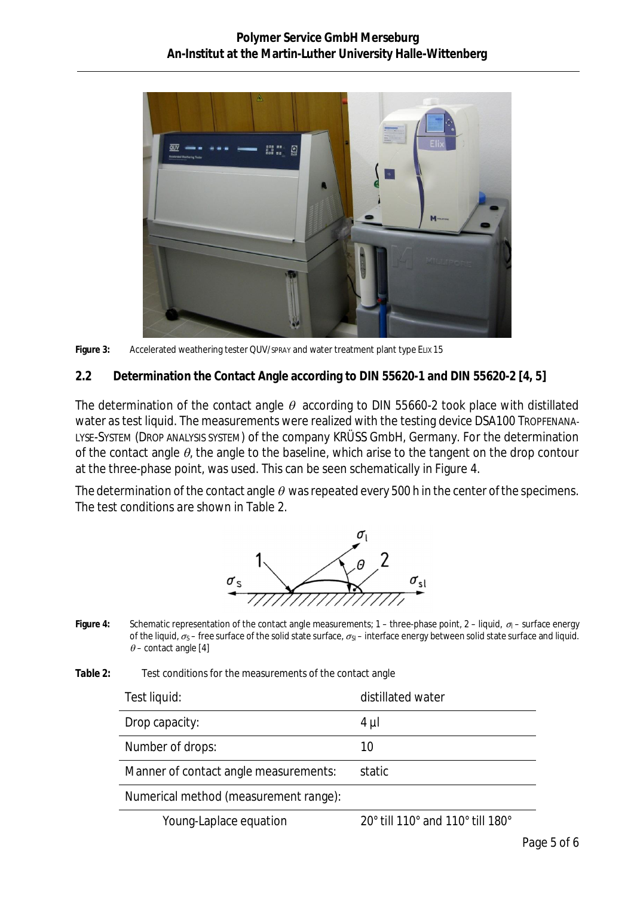**Figure 3:** Accelerated weathering tester QUV/SPRAY and water treatment plant type ELIX 15

### 2.2 Determination the Contact Angle according to DIN 55620-1 and DIN 55620-2 [4, 5]

The determination of the contact angle $\theta$ according to DIN 55660-2 took place with distilled water as test liquid. The measurements were realized with the testing device DSA100 TROPFENANALYSE-SYSTEM (DROP ANALYSIS SYSTEM) of the company KRÜSS GmbH, Germany. For the determination of the contact angle $\theta$, the angle to the baseline, which arise to the tangent on the drop contour at the three-phase point, was used. This can be seen schematically in Figure 4.

The determination of the contact angle $\theta$ was repeated every 500 h in the center of the specimens. The test conditions are shown in Table 2.

**Figure 4:** Schematic representation of the contact angle measurements; 1 – three-phase point, 2 – liquid, $\sigma_l$ – surface energy of the liquid, $\sigma_S$ – free surface of the solid state surface, $\sigma_{Sl}$ – interface energy between solid state surface and liquid. $\theta$ – contact angle [4]

**Table 2:** Test conditions for the measurements of the contact angle

| | |
|---|---|
| Test liquid: | distilled water |
| Drop capacity: | 4 µl |
| Number of drops: | 10 |
| Manner of contact angle measurements: | static |
| Numerical method (measurement range): | |
| Young-Laplace equation | 20° till 110° and 110° till 180° |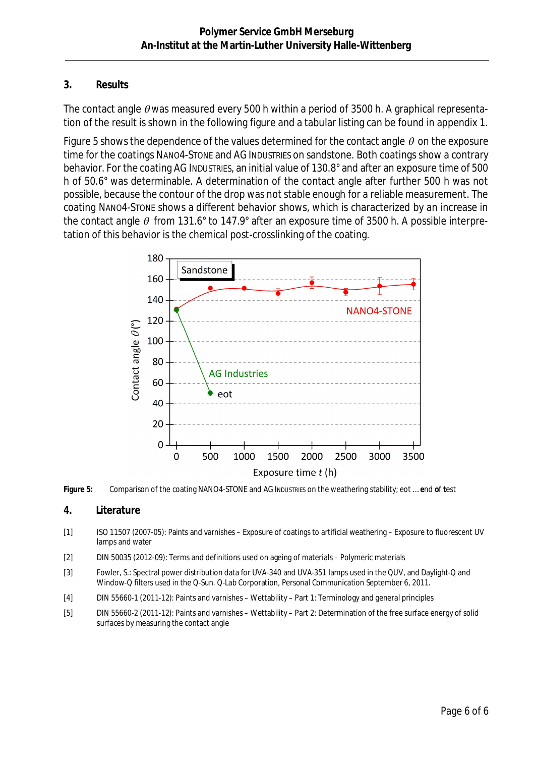## 3. Results

The contact angle $\theta$ was measured every 500 h within a period of 3500 h. A graphical representation of the result is shown in the following figure and a tabular listing can be found in appendix 1.

Figure 5 shows the dependence of the values determined for the contact angle $\theta$ on the exposure time for the coatings NANO4-STONE and AG INDUSTRIES on sandstone. Both coatings show a contrary behavior. For the coating AG INDUSTRIES, an initial value of 130.8° and after an exposure time of 500 h of 50.6° was determinable. A determination of the contact angle after further 500 h was not possible, because the contour of the drop was not stable enough for a reliable measurement. The coating NANO4-STONE shows a different behavior shows, which is characterized by an increase in the contact angle $\theta$ from 131.6° to 147.9° after an exposure time of 3500 h. A possible interpretation of this behavior is the chemical post-crosslinking of the coating.

**Figure 5:** Comparison of the coating NANO4-STONE and AG INDUSTRIES on the weathering stability; eot ... **e**nd **o**f **t**est

## 4. Literature

[1] ISO 11507 (2007-05): Paints and varnishes – Exposure of coatings to artificial weathering – Exposure to fluorescent UV lamps and water

[2] DIN 50035 (2012-09): Terms and definitions used on ageing of materials – Polymeric materials

[3] Fowler, S.: Spectral power distribution data for UVA-340 and UVA-351 lamps used in the QUV, and Daylight-Q and Window-Q filters used in the Q-Sun. Q-Lab Corporation, Personal Communication September 6, 2011.

[4] DIN 55660-1 (2011-12): Paints and varnishes – Wettability – Part 1: Terminology and general principles

[5] DIN 55660-2 (2011-12): Paints and varnishes – Wettability – Part 2: Determination of the free surface energy of solid surfaces by measuring the contact angle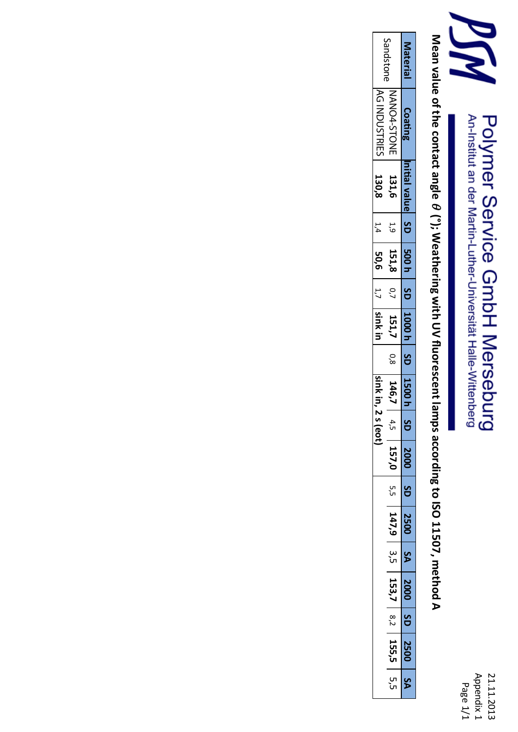21.11.2013
Appendix 1
Page 1/1

**Polymer Service GmbH Merseburg**
An-Institut an der Martin-Luther-Universität Halle-Wittenberg

**Mean value of the contact angle $\theta$ (°); Weathering with UV fluorescent lamps according to ISO 11507, method A**

| Material | Coating | Initial value | SD | 500 h | SD | 1000 h | SD | 1500 h | SD | 2000 | SD | 2500 | SA | 2000 | SD | 2500 | SA |
|---|---|---|---|---|---|---|---|---|---|---|---|---|---|---|---|---|---|
| Sandstone | NANO4-STONE | **131,6** | 1,9 | **151,8** | 0,7 | **151,7** | 0,8 | **146,7** | 4,5 | **157,0** | 5,5 | **147,9** | 3,5 | **153,7** | 8,2 | **155,5** | 5,5 |
| | AG INDUSTRIES | **130,8** | 1,4 | **50,6** | 1,7 | **sink in** | | **sink in, 2 s (eot)** | | | | | | | | | |